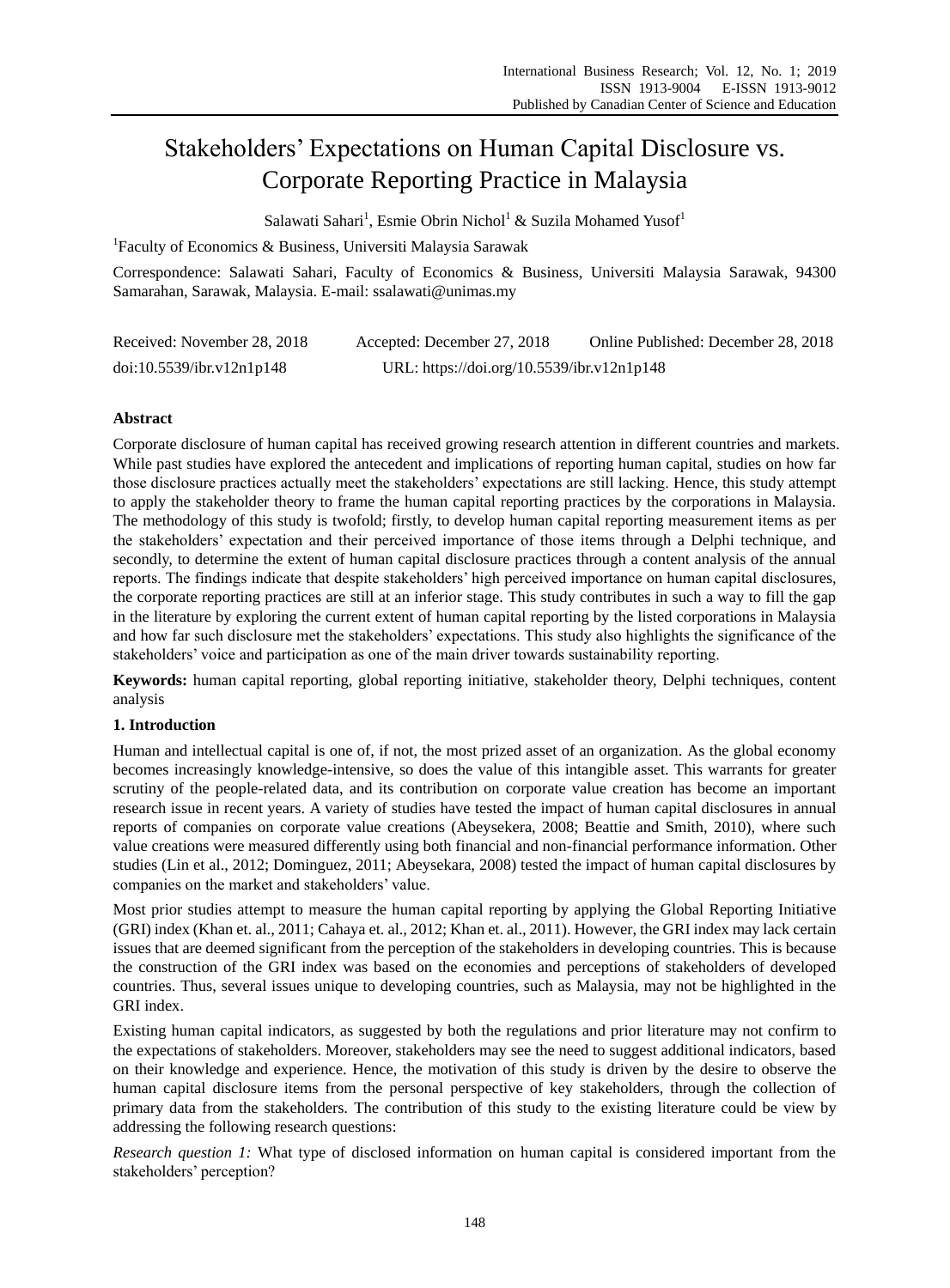# Stakeholders' Expectations on Human Capital Disclosure vs. Corporate Reporting Practice in Malaysia

Salawati Sahari[1], Esmie Obrin Nichol[1] & Suzila Mohamed Yusof[1]

[1]Faculty of Economics & Business, Universiti Malaysia Sarawak

Correspondence: Salawati Sahari, Faculty of Economics & Business, Universiti Malaysia Sarawak, 94300 Samarahan, Sarawak, Malaysia. E-mail: ssalawati@unimas.my

Received: November 28, 2018 Accepted: December 27, 2018 Online Published: December 28, 2018

doi:10.5539/ibr.v12n1p148 URL: https://doi.org/10.5539/ibr.v12n1p148

## Abstract

Corporate disclosure of human capital has received growing research attention in different countries and markets. While past studies have explored the antecedent and implications of reporting human capital, studies on how far those disclosure practices actually meet the stakeholders' expectations are still lacking. Hence, this study attempt to apply the stakeholder theory to frame the human capital reporting practices by the corporations in Malaysia. The methodology of this study is twofold; firstly, to develop human capital reporting measurement items as per the stakeholders' expectation and their perceived importance of those items through a Delphi technique, and secondly, to determine the extent of human capital disclosure practices through a content analysis of the annual reports. The findings indicate that despite stakeholders' high perceived importance on human capital disclosures, the corporate reporting practices are still at an inferior stage. This study contributes in such a way to fill the gap in the literature by exploring the current extent of human capital reporting by the listed corporations in Malaysia and how far such disclosure met the stakeholders' expectations. This study also highlights the significance of the stakeholders' voice and participation as one of the main driver towards sustainability reporting.

**Keywords:** human capital reporting, global reporting initiative, stakeholder theory, Delphi techniques, content analysis

## 1. Introduction

Human and intellectual capital is one of, if not, the most prized asset of an organization. As the global economy becomes increasingly knowledge-intensive, so does the value of this intangible asset. This warrants for greater scrutiny of the people-related data, and its contribution on corporate value creation has become an important research issue in recent years. A variety of studies have tested the impact of human capital disclosures in annual reports of companies on corporate value creations (Abeysekera, 2008; Beattie and Smith, 2010), where such value creations were measured differently using both financial and non-financial performance information. Other studies (Lin et al., 2012; Dominguez, 2011; Abeysekara, 2008) tested the impact of human capital disclosures by companies on the market and stakeholders' value.

Most prior studies attempt to measure the human capital reporting by applying the Global Reporting Initiative (GRI) index (Khan et. al., 2011; Cahaya et. al., 2012; Khan et. al., 2011). However, the GRI index may lack certain issues that are deemed significant from the perception of the stakeholders in developing countries. This is because the construction of the GRI index was based on the economies and perceptions of stakeholders of developed countries. Thus, several issues unique to developing countries, such as Malaysia, may not be highlighted in the GRI index.

Existing human capital indicators, as suggested by both the regulations and prior literature may not confirm to the expectations of stakeholders. Moreover, stakeholders may see the need to suggest additional indicators, based on their knowledge and experience. Hence, the motivation of this study is driven by the desire to observe the human capital disclosure items from the personal perspective of key stakeholders, through the collection of primary data from the stakeholders. The contribution of this study to the existing literature could be view by addressing the following research questions:

*Research question 1:* What type of disclosed information on human capital is considered important from the stakeholders' perception?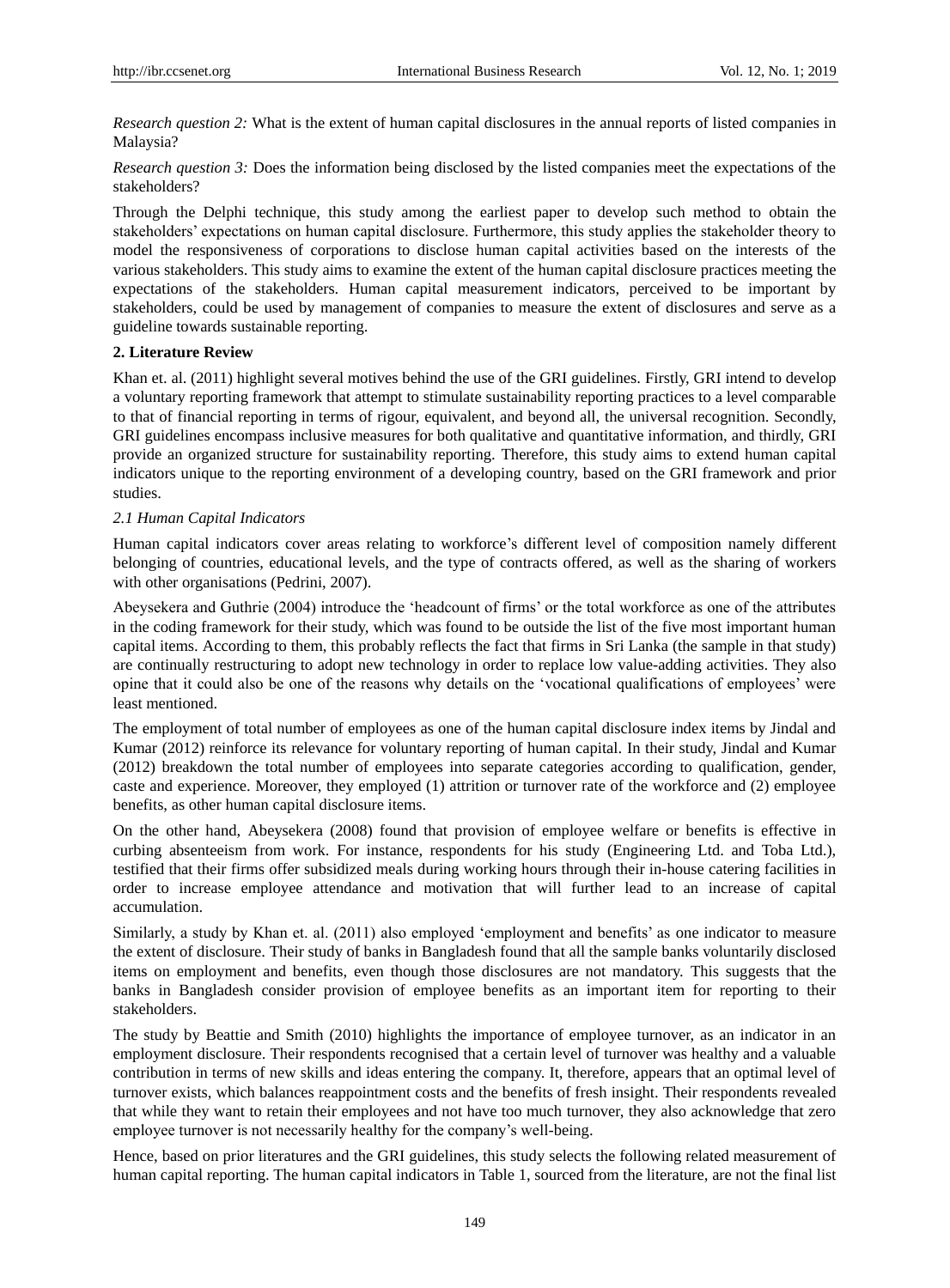*Research question 2:* What is the extent of human capital disclosures in the annual reports of listed companies in Malaysia?

*Research question 3:* Does the information being disclosed by the listed companies meet the expectations of the stakeholders?

Through the Delphi technique, this study among the earliest paper to develop such method to obtain the stakeholders' expectations on human capital disclosure. Furthermore, this study applies the stakeholder theory to model the responsiveness of corporations to disclose human capital activities based on the interests of the various stakeholders. This study aims to examine the extent of the human capital disclosure practices meeting the expectations of the stakeholders. Human capital measurement indicators, perceived to be important by stakeholders, could be used by management of companies to measure the extent of disclosures and serve as a guideline towards sustainable reporting.

## 2. Literature Review

Khan et. al. (2011) highlight several motives behind the use of the GRI guidelines. Firstly, GRI intend to develop a voluntary reporting framework that attempt to stimulate sustainability reporting practices to a level comparable to that of financial reporting in terms of rigour, equivalent, and beyond all, the universal recognition. Secondly, GRI guidelines encompass inclusive measures for both qualitative and quantitative information, and thirdly, GRI provide an organized structure for sustainability reporting. Therefore, this study aims to extend human capital indicators unique to the reporting environment of a developing country, based on the GRI framework and prior studies.

### *2.1 Human Capital Indicators*

Human capital indicators cover areas relating to workforce's different level of composition namely different belonging of countries, educational levels, and the type of contracts offered, as well as the sharing of workers with other organisations (Pedrini, 2007).

Abeysekera and Guthrie (2004) introduce the 'headcount of firms' or the total workforce as one of the attributes in the coding framework for their study, which was found to be outside the list of the five most important human capital items. According to them, this probably reflects the fact that firms in Sri Lanka (the sample in that study) are continually restructuring to adopt new technology in order to replace low value-adding activities. They also opine that it could also be one of the reasons why details on the 'vocational qualifications of employees' were least mentioned.

The employment of total number of employees as one of the human capital disclosure index items by Jindal and Kumar (2012) reinforce its relevance for voluntary reporting of human capital. In their study, Jindal and Kumar (2012) breakdown the total number of employees into separate categories according to qualification, gender, caste and experience. Moreover, they employed (1) attrition or turnover rate of the workforce and (2) employee benefits, as other human capital disclosure items.

On the other hand, Abeysekera (2008) found that provision of employee welfare or benefits is effective in curbing absenteeism from work. For instance, respondents for his study (Engineering Ltd. and Toba Ltd.), testified that their firms offer subsidized meals during working hours through their in-house catering facilities in order to increase employee attendance and motivation that will further lead to an increase of capital accumulation.

Similarly, a study by Khan et. al. (2011) also employed 'employment and benefits' as one indicator to measure the extent of disclosure. Their study of banks in Bangladesh found that all the sample banks voluntarily disclosed items on employment and benefits, even though those disclosures are not mandatory. This suggests that the banks in Bangladesh consider provision of employee benefits as an important item for reporting to their stakeholders.

The study by Beattie and Smith (2010) highlights the importance of employee turnover, as an indicator in an employment disclosure. Their respondents recognised that a certain level of turnover was healthy and a valuable contribution in terms of new skills and ideas entering the company. It, therefore, appears that an optimal level of turnover exists, which balances reappointment costs and the benefits of fresh insight. Their respondents revealed that while they want to retain their employees and not have too much turnover, they also acknowledge that zero employee turnover is not necessarily healthy for the company's well-being.

Hence, based on prior literatures and the GRI guidelines, this study selects the following related measurement of human capital reporting. The human capital indicators in Table 1, sourced from the literature, are not the final list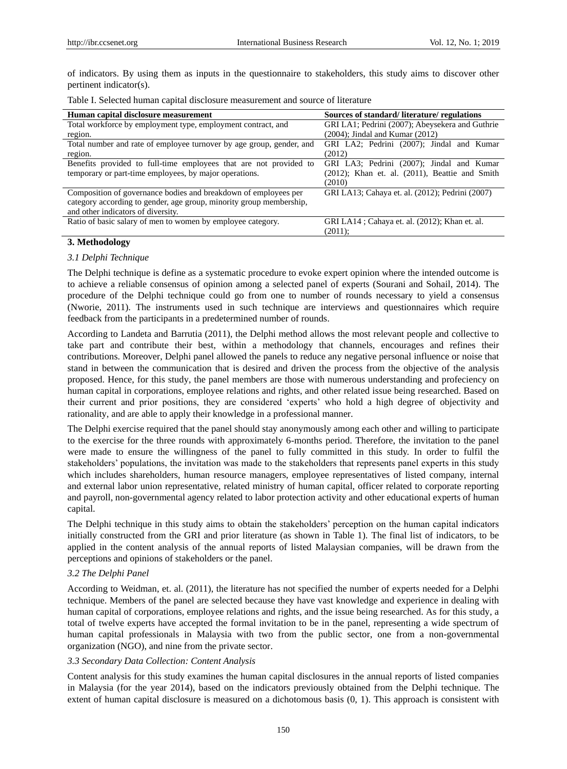of indicators. By using them as inputs in the questionnaire to stakeholders, this study aims to discover other pertinent indicator(s).

Table I. Selected human capital disclosure measurement and source of literature

| Human capital disclosure measurement | Sources of standard/ literature/ regulations |
|---|---|
| Total workforce by employment type, employment contract, and region. | GRI LA1; Pedrini (2007); Abeysekera and Guthrie (2004); Jindal and Kumar (2012) |
| Total number and rate of employee turnover by age group, gender, and region. | GRI LA2; Pedrini (2007); Jindal and Kumar (2012) |
| Benefits provided to full-time employees that are not provided to temporary or part-time employees, by major operations. | GRI LA3; Pedrini (2007); Jindal and Kumar (2012); Khan et. al. (2011), Beattie and Smith (2010) |
| Composition of governance bodies and breakdown of employees per category according to gender, age group, minority group membership, and other indicators of diversity. | GRI LA13; Cahaya et. al. (2012); Pedrini (2007) |
| Ratio of basic salary of men to women by employee category. | GRI LA14 ; Cahaya et. al. (2012); Khan et. al. (2011); |

## 3. Methodology

### *3.1 Delphi Technique*

The Delphi technique is define as a systematic procedure to evoke expert opinion where the intended outcome is to achieve a reliable consensus of opinion among a selected panel of experts (Sourani and Sohail, 2014). The procedure of the Delphi technique could go from one to number of rounds necessary to yield a consensus (Nworie, 2011). The instruments used in such technique are interviews and questionnaires which require feedback from the participants in a predetermined number of rounds.

According to Landeta and Barrutia (2011), the Delphi method allows the most relevant people and collective to take part and contribute their best, within a methodology that channels, encourages and refines their contributions. Moreover, Delphi panel allowed the panels to reduce any negative personal influence or noise that stand in between the communication that is desired and driven the process from the objective of the analysis proposed. Hence, for this study, the panel members are those with numerous understanding and profeciency on human capital in corporations, employee relations and rights, and other related issue being researched. Based on their current and prior positions, they are considered 'experts' who hold a high degree of objectivity and rationality, and are able to apply their knowledge in a professional manner.

The Delphi exercise required that the panel should stay anonymously among each other and willing to participate to the exercise for the three rounds with approximately 6-months period. Therefore, the invitation to the panel were made to ensure the willingness of the panel to fully committed in this study. In order to fulfil the stakeholders' populations, the invitation was made to the stakeholders that represents panel experts in this study which includes shareholders, human resource managers, employee representatives of listed company, internal and external labor union representative, related ministry of human capital, officer related to corporate reporting and payroll, non-governmental agency related to labor protection activity and other educational experts of human capital.

The Delphi technique in this study aims to obtain the stakeholders' perception on the human capital indicators initially constructed from the GRI and prior literature (as shown in Table 1). The final list of indicators, to be applied in the content analysis of the annual reports of listed Malaysian companies, will be drawn from the perceptions and opinions of stakeholders or the panel.

### *3.2 The Delphi Panel*

According to Weidman, et. al. (2011), the literature has not specified the number of experts needed for a Delphi technique. Members of the panel are selected because they have vast knowledge and experience in dealing with human capital of corporations, employee relations and rights, and the issue being researched. As for this study, a total of twelve experts have accepted the formal invitation to be in the panel, representing a wide spectrum of human capital professionals in Malaysia with two from the public sector, one from a non-governmental organization (NGO), and nine from the private sector.

### *3.3 Secondary Data Collection: Content Analysis*

Content analysis for this study examines the human capital disclosures in the annual reports of listed companies in Malaysia (for the year 2014), based on the indicators previously obtained from the Delphi technique. The extent of human capital disclosure is measured on a dichotomous basis (0, 1). This approach is consistent with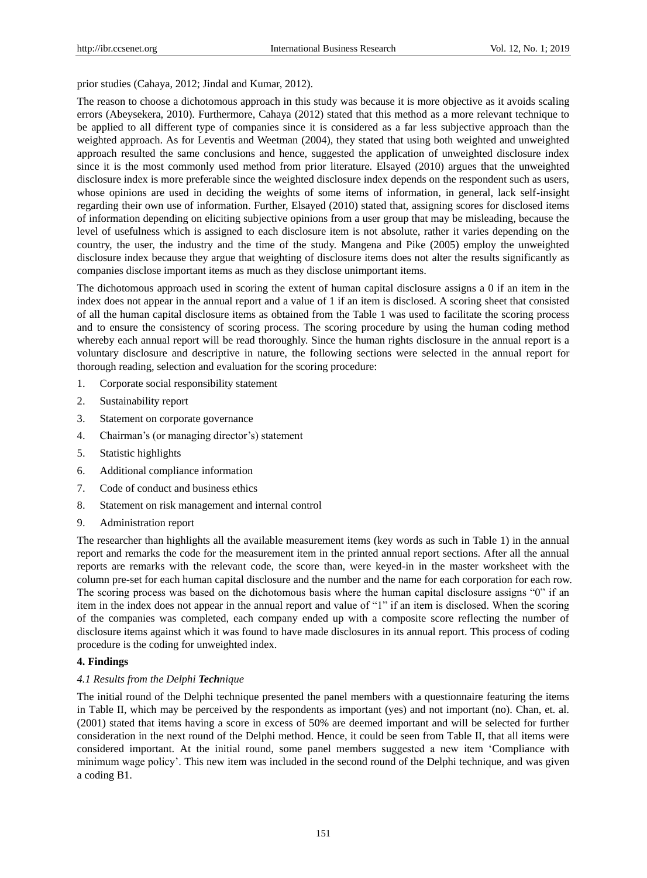prior studies (Cahaya, 2012; Jindal and Kumar, 2012).

The reason to choose a dichotomous approach in this study was because it is more objective as it avoids scaling errors (Abeysekera, 2010). Furthermore, Cahaya (2012) stated that this method as a more relevant technique to be applied to all different type of companies since it is considered as a far less subjective approach than the weighted approach. As for Leventis and Weetman (2004), they stated that using both weighted and unweighted approach resulted the same conclusions and hence, suggested the application of unweighted disclosure index since it is the most commonly used method from prior literature. Elsayed (2010) argues that the unweighted disclosure index is more preferable since the weighted disclosure index depends on the respondent such as users, whose opinions are used in deciding the weights of some items of information, in general, lack self-insight regarding their own use of information. Further, Elsayed (2010) stated that, assigning scores for disclosed items of information depending on eliciting subjective opinions from a user group that may be misleading, because the level of usefulness which is assigned to each disclosure item is not absolute, rather it varies depending on the country, the user, the industry and the time of the study. Mangena and Pike (2005) employ the unweighted disclosure index because they argue that weighting of disclosure items does not alter the results significantly as companies disclose important items as much as they disclose unimportant items.

The dichotomous approach used in scoring the extent of human capital disclosure assigns a 0 if an item in the index does not appear in the annual report and a value of 1 if an item is disclosed. A scoring sheet that consisted of all the human capital disclosure items as obtained from the Table 1 was used to facilitate the scoring process and to ensure the consistency of scoring process. The scoring procedure by using the human coding method whereby each annual report will be read thoroughly. Since the human rights disclosure in the annual report is a voluntary disclosure and descriptive in nature, the following sections were selected in the annual report for thorough reading, selection and evaluation for the scoring procedure:

1. Corporate social responsibility statement
2. Sustainability report
3. Statement on corporate governance
4. Chairman's (or managing director's) statement
5. Statistic highlights
6. Additional compliance information
7. Code of conduct and business ethics
8. Statement on risk management and internal control
9. Administration report

The researcher than highlights all the available measurement items (key words as such in Table 1) in the annual report and remarks the code for the measurement item in the printed annual report sections. After all the annual reports are remarks with the relevant code, the score than, were keyed-in in the master worksheet with the column pre-set for each human capital disclosure and the number and the name for each corporation for each row. The scoring process was based on the dichotomous basis where the human capital disclosure assigns "0" if an item in the index does not appear in the annual report and value of "1" if an item is disclosed. When the scoring of the companies was completed, each company ended up with a composite score reflecting the number of disclosure items against which it was found to have made disclosures in its annual report. This process of coding procedure is the coding for unweighted index.

## 4. Findings

### *4.1 Results from the Delphi Technique*

The initial round of the Delphi technique presented the panel members with a questionnaire featuring the items in Table II, which may be perceived by the respondents as important (yes) and not important (no). Chan, et. al. (2001) stated that items having a score in excess of 50% are deemed important and will be selected for further consideration in the next round of the Delphi method. Hence, it could be seen from Table II, that all items were considered important. At the initial round, some panel members suggested a new item 'Compliance with minimum wage policy'. This new item was included in the second round of the Delphi technique, and was given a coding B1.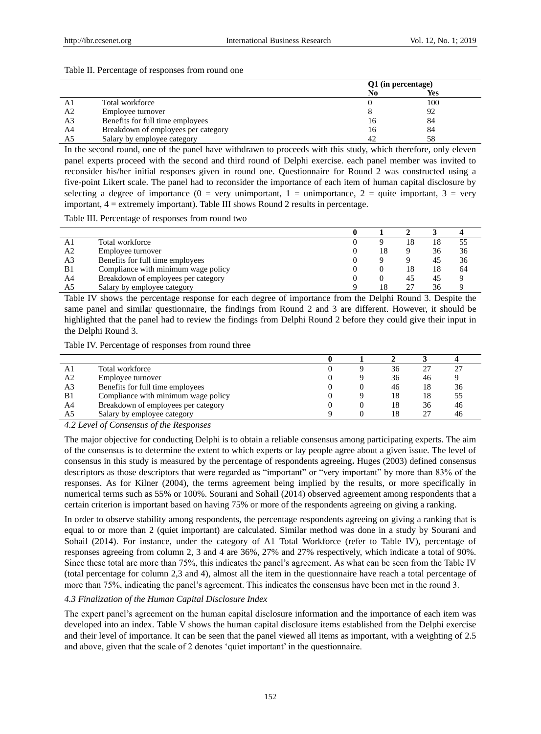Table II. Percentage of responses from round one

| | | Q1 (in percentage) | |
|---|---|---|---|
| | | No | Yes |
| A1 | Total workforce | 0 | 100 |
| A2 | Employee turnover | 8 | 92 |
| A3 | Benefits for full time employees | 16 | 84 |
| A4 | Breakdown of employees per category | 16 | 84 |
| A5 | Salary by employee category | 42 | 58 |

In the second round, one of the panel have withdrawn to proceeds with this study, which therefore, only eleven panel experts proceed with the second and third round of Delphi exercise. each panel member was invited to reconsider his/her initial responses given in round one. Questionnaire for Round 2 was constructed using a five-point Likert scale. The panel had to reconsider the importance of each item of human capital disclosure by selecting a degree of importance (0 = very unimportant, 1 = unimportance, 2 = quite important, 3 = very important, 4 = extremely important). Table III shows Round 2 results in percentage.

Table III. Percentage of responses from round two

| | | 0 | 1 | 2 | 3 | 4 |
|---|---|---|---|---|---|---|
| A1 | Total workforce | 0 | 9 | 18 | 18 | 55 |
| A2 | Employee turnover | 0 | 18 | 9 | 36 | 36 |
| A3 | Benefits for full time employees | 0 | 9 | 9 | 45 | 36 |
| B1 | Compliance with minimum wage policy | 0 | 0 | 18 | 18 | 64 |
| A4 | Breakdown of employees per category | 0 | 0 | 45 | 45 | 9 |
| A5 | Salary by employee category | 9 | 18 | 27 | 36 | 9 |

Table IV shows the percentage response for each degree of importance from the Delphi Round 3. Despite the same panel and similar questionnaire, the findings from Round 2 and 3 are different. However, it should be highlighted that the panel had to review the findings from Delphi Round 2 before they could give their input in the Delphi Round 3.

Table IV. Percentage of responses from round three

| | | 0 | 1 | 2 | 3 | 4 |
|---|---|---|---|---|---|---|
| A1 | Total workforce | 0 | 9 | 36 | 27 | 27 |
| A2 | Employee turnover | 0 | 9 | 36 | 46 | 9 |
| A3 | Benefits for full time employees | 0 | 0 | 46 | 18 | 36 |
| B1 | Compliance with minimum wage policy | 0 | 9 | 18 | 18 | 55 |
| A4 | Breakdown of employees per category | 0 | 0 | 18 | 36 | 46 |
| A5 | Salary by employee category | 9 | 0 | 18 | 27 | 46 |

*4.2 Level of Consensus of the Responses*

The major objective for conducting Delphi is to obtain a reliable consensus among participating experts. The aim of the consensus is to determine the extent to which experts or lay people agree about a given issue. The level of consensus in this study is measured by the percentage of respondents agreeing**.** Huges (2003) defined consensus descriptors as those descriptors that were regarded as "important" or "very important" by more than 83% of the responses. As for Kilner (2004), the terms agreement being implied by the results, or more specifically in numerical terms such as 55% or 100%. Sourani and Sohail (2014) observed agreement among respondents that a certain criterion is important based on having 75% or more of the respondents agreeing on giving a ranking.

In order to observe stability among respondents, the percentage respondents agreeing on giving a ranking that is equal to or more than 2 (quiet important) are calculated. Similar method was done in a study by Sourani and Sohail (2014). For instance, under the category of A1 Total Workforce (refer to Table IV), percentage of responses agreeing from column 2, 3 and 4 are 36%, 27% and 27% respectively, which indicate a total of 90%. Since these total are more than 75%, this indicates the panel's agreement. As what can be seen from the Table IV (total percentage for column 2,3 and 4), almost all the item in the questionnaire have reach a total percentage of more than 75%, indicating the panel's agreement. This indicates the consensus have been met in the round 3.

*4.3 Finalization of the Human Capital Disclosure Index*

The expert panel's agreement on the human capital disclosure information and the importance of each item was developed into an index. Table V shows the human capital disclosure items established from the Delphi exercise and their level of importance. It can be seen that the panel viewed all items as important, with a weighting of 2.5 and above, given that the scale of 2 denotes 'quiet important' in the questionnaire.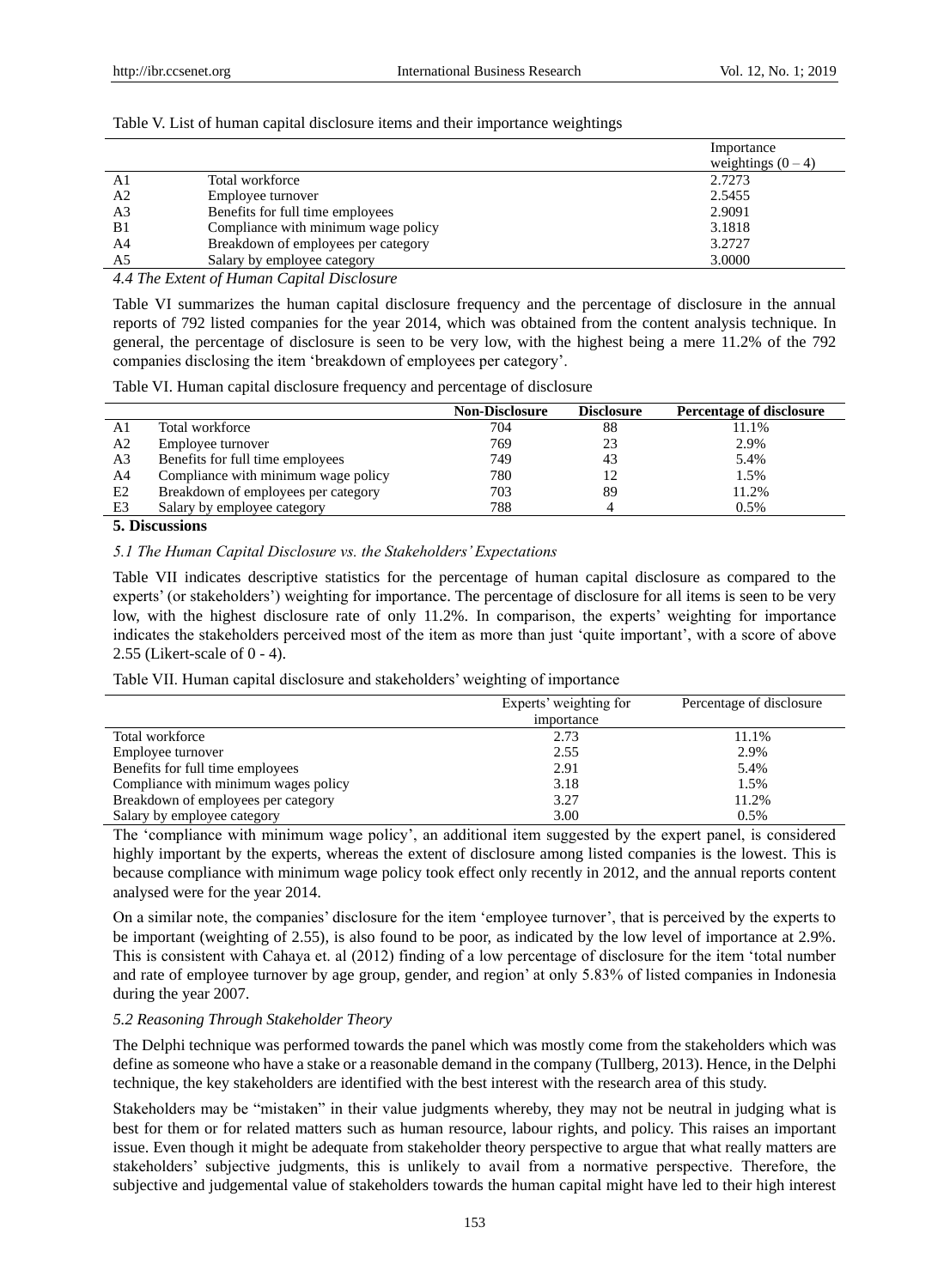Table V. List of human capital disclosure items and their importance weightings

| | | Importance weightings (0 – 4) |
|---|---|---|
| A1 | Total workforce | 2.7273 |
| A2 | Employee turnover | 2.5455 |
| A3 | Benefits for full time employees | 2.9091 |
| B1 | Compliance with minimum wage policy | 3.1818 |
| A4 | Breakdown of employees per category | 3.2727 |
| A5 | Salary by employee category | 3.0000 |

### *4.4 The Extent of Human Capital Disclosure*

Table VI summarizes the human capital disclosure frequency and the percentage of disclosure in the annual reports of 792 listed companies for the year 2014, which was obtained from the content analysis technique. In general, the percentage of disclosure is seen to be very low, with the highest being a mere 11.2% of the 792 companies disclosing the item 'breakdown of employees per category'.

Table VI. Human capital disclosure frequency and percentage of disclosure

| | | **Non-Disclosure** | **Disclosure** | **Percentage of disclosure** |
|---|---|---|---|---|
| A1 | Total workforce | 704 | 88 | 11.1% |
| A2 | Employee turnover | 769 | 23 | 2.9% |
| A3 | Benefits for full time employees | 749 | 43 | 5.4% |
| A4 | Compliance with minimum wage policy | 780 | 12 | 1.5% |
| E2 | Breakdown of employees per category | 703 | 89 | 11.2% |
| E3 | Salary by employee category | 788 | 4 | 0.5% |

## 5. Discussions

### *5.1 The Human Capital Disclosure vs. the Stakeholders' Expectations*

Table VII indicates descriptive statistics for the percentage of human capital disclosure as compared to the experts' (or stakeholders') weighting for importance. The percentage of disclosure for all items is seen to be very low, with the highest disclosure rate of only 11.2%. In comparison, the experts' weighting for importance indicates the stakeholders perceived most of the item as more than just 'quite important', with a score of above 2.55 (Likert-scale of 0 - 4).

Table VII. Human capital disclosure and stakeholders' weighting of importance

| | Experts' weighting for importance | Percentage of disclosure |
|---|---|---|
| Total workforce | 2.73 | 11.1% |
| Employee turnover | 2.55 | 2.9% |
| Benefits for full time employees | 2.91 | 5.4% |
| Compliance with minimum wages policy | 3.18 | 1.5% |
| Breakdown of employees per category | 3.27 | 11.2% |
| Salary by employee category | 3.00 | 0.5% |

The 'compliance with minimum wage policy', an additional item suggested by the expert panel, is considered highly important by the experts, whereas the extent of disclosure among listed companies is the lowest. This is because compliance with minimum wage policy took effect only recently in 2012, and the annual reports content analysed were for the year 2014.

On a similar note, the companies' disclosure for the item 'employee turnover', that is perceived by the experts to be important (weighting of 2.55), is also found to be poor, as indicated by the low level of importance at 2.9%. This is consistent with Cahaya et. al (2012) finding of a low percentage of disclosure for the item 'total number and rate of employee turnover by age group, gender, and region' at only 5.83% of listed companies in Indonesia during the year 2007.

### *5.2 Reasoning Through Stakeholder Theory*

The Delphi technique was performed towards the panel which was mostly come from the stakeholders which was define as someone who have a stake or a reasonable demand in the company (Tullberg, 2013). Hence, in the Delphi technique, the key stakeholders are identified with the best interest with the research area of this study.

Stakeholders may be "mistaken" in their value judgments whereby, they may not be neutral in judging what is best for them or for related matters such as human resource, labour rights, and policy. This raises an important issue. Even though it might be adequate from stakeholder theory perspective to argue that what really matters are stakeholders' subjective judgments, this is unlikely to avail from a normative perspective. Therefore, the subjective and judgemental value of stakeholders towards the human capital might have led to their high interest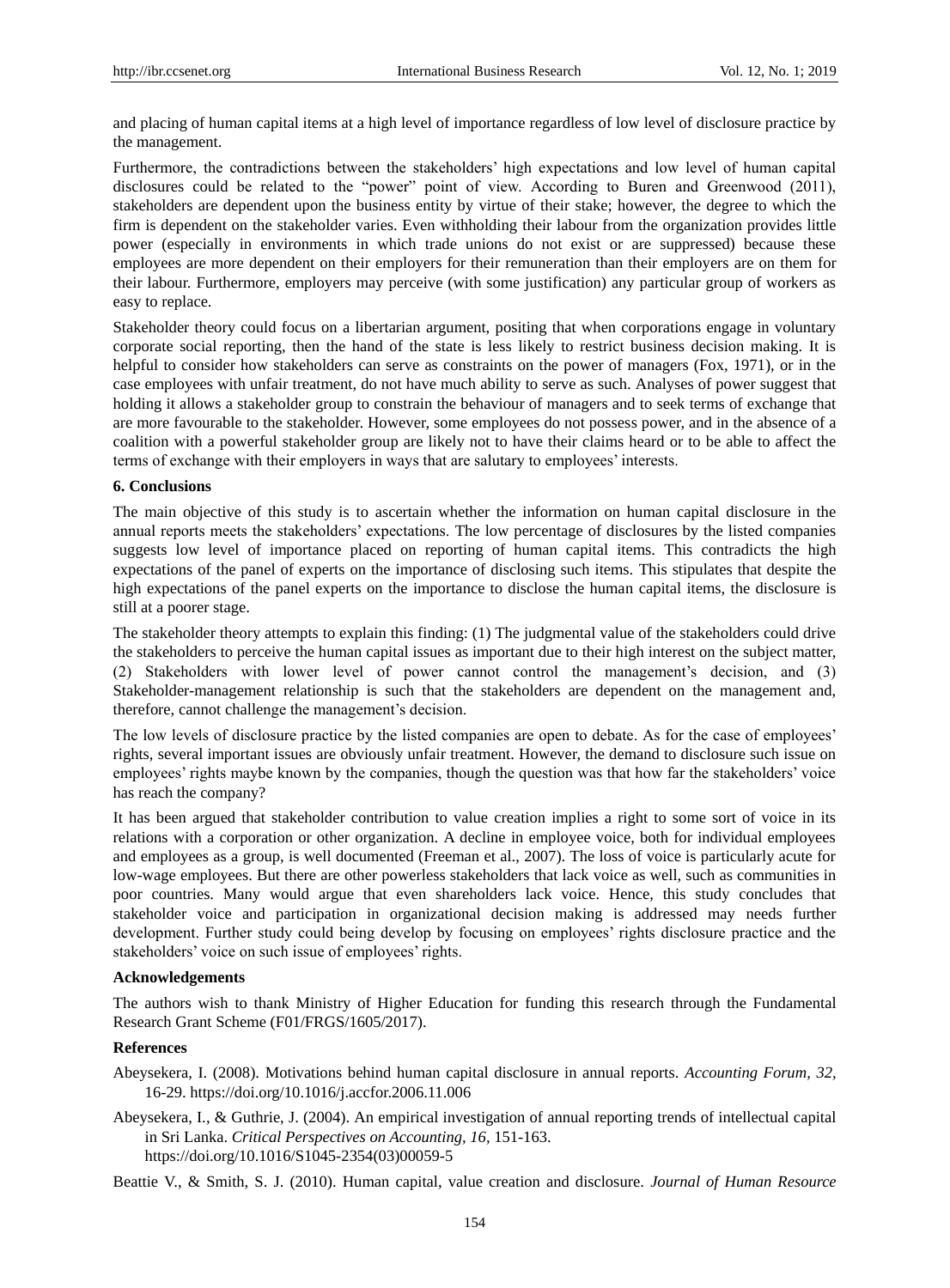and placing of human capital items at a high level of importance regardless of low level of disclosure practice by the management.

Furthermore, the contradictions between the stakeholders' high expectations and low level of human capital disclosures could be related to the "power" point of view. According to Buren and Greenwood (2011), stakeholders are dependent upon the business entity by virtue of their stake; however, the degree to which the firm is dependent on the stakeholder varies. Even withholding their labour from the organization provides little power (especially in environments in which trade unions do not exist or are suppressed) because these employees are more dependent on their employers for their remuneration than their employers are on them for their labour. Furthermore, employers may perceive (with some justification) any particular group of workers as easy to replace.

Stakeholder theory could focus on a libertarian argument, positing that when corporations engage in voluntary corporate social reporting, then the hand of the state is less likely to restrict business decision making. It is helpful to consider how stakeholders can serve as constraints on the power of managers (Fox, 1971), or in the case employees with unfair treatment, do not have much ability to serve as such. Analyses of power suggest that holding it allows a stakeholder group to constrain the behaviour of managers and to seek terms of exchange that are more favourable to the stakeholder. However, some employees do not possess power, and in the absence of a coalition with a powerful stakeholder group are likely not to have their claims heard or to be able to affect the terms of exchange with their employers in ways that are salutary to employees' interests.

## 6. Conclusions

The main objective of this study is to ascertain whether the information on human capital disclosure in the annual reports meets the stakeholders' expectations. The low percentage of disclosures by the listed companies suggests low level of importance placed on reporting of human capital items. This contradicts the high expectations of the panel of experts on the importance of disclosing such items. This stipulates that despite the high expectations of the panel experts on the importance to disclose the human capital items, the disclosure is still at a poorer stage.

The stakeholder theory attempts to explain this finding: (1) The judgmental value of the stakeholders could drive the stakeholders to perceive the human capital issues as important due to their high interest on the subject matter, (2) Stakeholders with lower level of power cannot control the management's decision, and (3) Stakeholder-management relationship is such that the stakeholders are dependent on the management and, therefore, cannot challenge the management's decision.

The low levels of disclosure practice by the listed companies are open to debate. As for the case of employees' rights, several important issues are obviously unfair treatment. However, the demand to disclosure such issue on employees' rights maybe known by the companies, though the question was that how far the stakeholders' voice has reach the company?

It has been argued that stakeholder contribution to value creation implies a right to some sort of voice in its relations with a corporation or other organization. A decline in employee voice, both for individual employees and employees as a group, is well documented (Freeman et al., 2007). The loss of voice is particularly acute for low-wage employees. But there are other powerless stakeholders that lack voice as well, such as communities in poor countries. Many would argue that even shareholders lack voice. Hence, this study concludes that stakeholder voice and participation in organizational decision making is addressed may needs further development. Further study could being develop by focusing on employees' rights disclosure practice and the stakeholders' voice on such issue of employees' rights.

## Acknowledgements

The authors wish to thank Ministry of Higher Education for funding this research through the Fundamental Research Grant Scheme (F01/FRGS/1605/2017).

## References

Abeysekera, I. (2008). Motivations behind human capital disclosure in annual reports. *Accounting Forum, 32*, 16-29. https://doi.org/10.1016/j.accfor.2006.11.006

Abeysekera, I., & Guthrie, J. (2004). An empirical investigation of annual reporting trends of intellectual capital in Sri Lanka. *Critical Perspectives on Accounting, 16*, 151-163. https://doi.org/10.1016/S1045-2354(03)00059-5

Beattie V., & Smith, S. J. (2010). Human capital, value creation and disclosure. *Journal of Human Resource*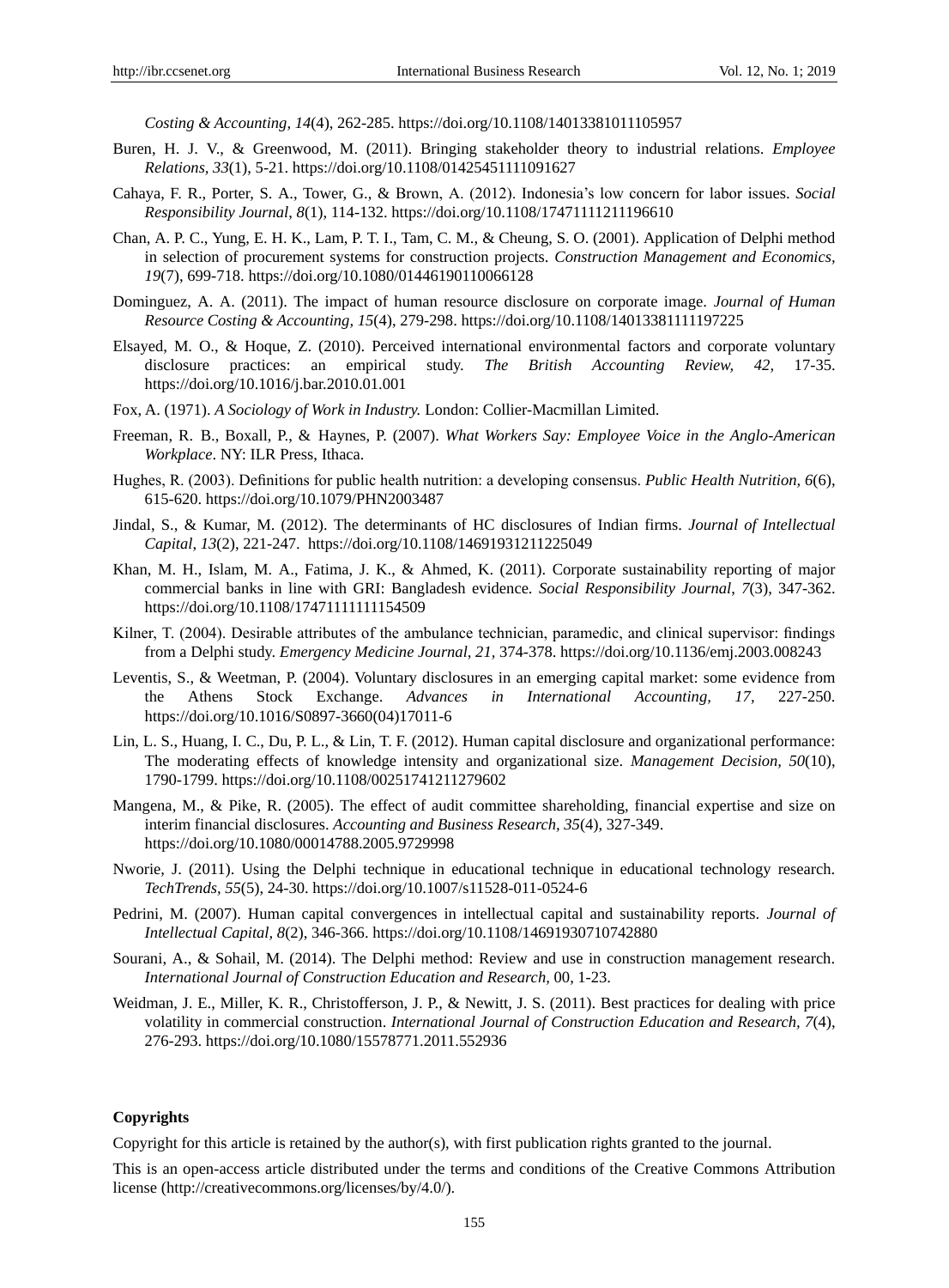*Costing & Accounting, 14*(4), 262-285. https://doi.org/10.1108/14013381011105957

Buren, H. J. V., & Greenwood, M. (2011). Bringing stakeholder theory to industrial relations. *Employee Relations, 33*(1), 5-21. https://doi.org/10.1108/01425451111091627

Cahaya, F. R., Porter, S. A., Tower, G., & Brown, A. (2012). Indonesia's low concern for labor issues. *Social Responsibility Journal*, *8*(1), 114-132. https://doi.org/10.1108/17471111211196610

Chan, A. P. C., Yung, E. H. K., Lam, P. T. I., Tam, C. M., & Cheung, S. O. (2001). Application of Delphi method in selection of procurement systems for construction projects. *Construction Management and Economics, 19*(7), 699-718. https://doi.org/10.1080/01446190110066128

Dominguez, A. A. (2011). The impact of human resource disclosure on corporate image. *Journal of Human Resource Costing & Accounting, 15*(4), 279-298. https://doi.org/10.1108/14013381111197225

Elsayed, M. O., & Hoque, Z. (2010). Perceived international environmental factors and corporate voluntary disclosure practices: an empirical study. *The British Accounting Review, 42*, 17-35. https://doi.org/10.1016/j.bar.2010.01.001

Fox, A. (1971). *A Sociology of Work in Industry.* London: Collier-Macmillan Limited.

Freeman, R. B., Boxall, P., & Haynes, P. (2007). *What Workers Say: Employee Voice in the Anglo-American Workplace*. NY: ILR Press, Ithaca.

Hughes, R. (2003). Definitions for public health nutrition: a developing consensus. *Public Health Nutrition, 6*(6), 615-620. https://doi.org/10.1079/PHN2003487

Jindal, S., & Kumar, M. (2012). The determinants of HC disclosures of Indian firms. *Journal of Intellectual Capital*, *13*(2), 221-247. https://doi.org/10.1108/14691931211225049

Khan, M. H., Islam, M. A., Fatima, J. K., & Ahmed, K. (2011). Corporate sustainability reporting of major commercial banks in line with GRI: Bangladesh evidence. *Social Responsibility Journal, 7*(3), 347-362. https://doi.org/10.1108/17471111111154509

Kilner, T. (2004). Desirable attributes of the ambulance technician, paramedic, and clinical supervisor: findings from a Delphi study. *Emergency Medicine Journal, 21*, 374-378. https://doi.org/10.1136/emj.2003.008243

Leventis, S., & Weetman, P. (2004). Voluntary disclosures in an emerging capital market: some evidence from the Athens Stock Exchange. *Advances in International Accounting, 17*, 227-250. https://doi.org/10.1016/S0897-3660(04)17011-6

Lin, L. S., Huang, I. C., Du, P. L., & Lin, T. F. (2012). Human capital disclosure and organizational performance: The moderating effects of knowledge intensity and organizational size. *Management Decision, 50*(10), 1790-1799. https://doi.org/10.1108/00251741211279602

Mangena, M., & Pike, R. (2005). The effect of audit committee shareholding, financial expertise and size on interim financial disclosures. *Accounting and Business Research, 35*(4), 327-349. https://doi.org/10.1080/00014788.2005.9729998

Nworie, J. (2011). Using the Delphi technique in educational technique in educational technology research. *TechTrends, 55*(5), 24-30. https://doi.org/10.1007/s11528-011-0524-6

Pedrini, M. (2007). Human capital convergences in intellectual capital and sustainability reports. *Journal of Intellectual Capital, 8*(2), 346-366. https://doi.org/10.1108/14691930710742880

Sourani, A., & Sohail, M. (2014). The Delphi method: Review and use in construction management research. *International Journal of Construction Education and Research,* 00, 1-23.

Weidman, J. E., Miller, K. R., Christofferson, J. P., & Newitt, J. S. (2011). Best practices for dealing with price volatility in commercial construction. *International Journal of Construction Education and Research, 7*(4), 276-293. https://doi.org/10.1080/15578771.2011.552936

**Copyrights**

Copyright for this article is retained by the author(s), with first publication rights granted to the journal.

This is an open-access article distributed under the terms and conditions of the Creative Commons Attribution license (http://creativecommons.org/licenses/by/4.0/).